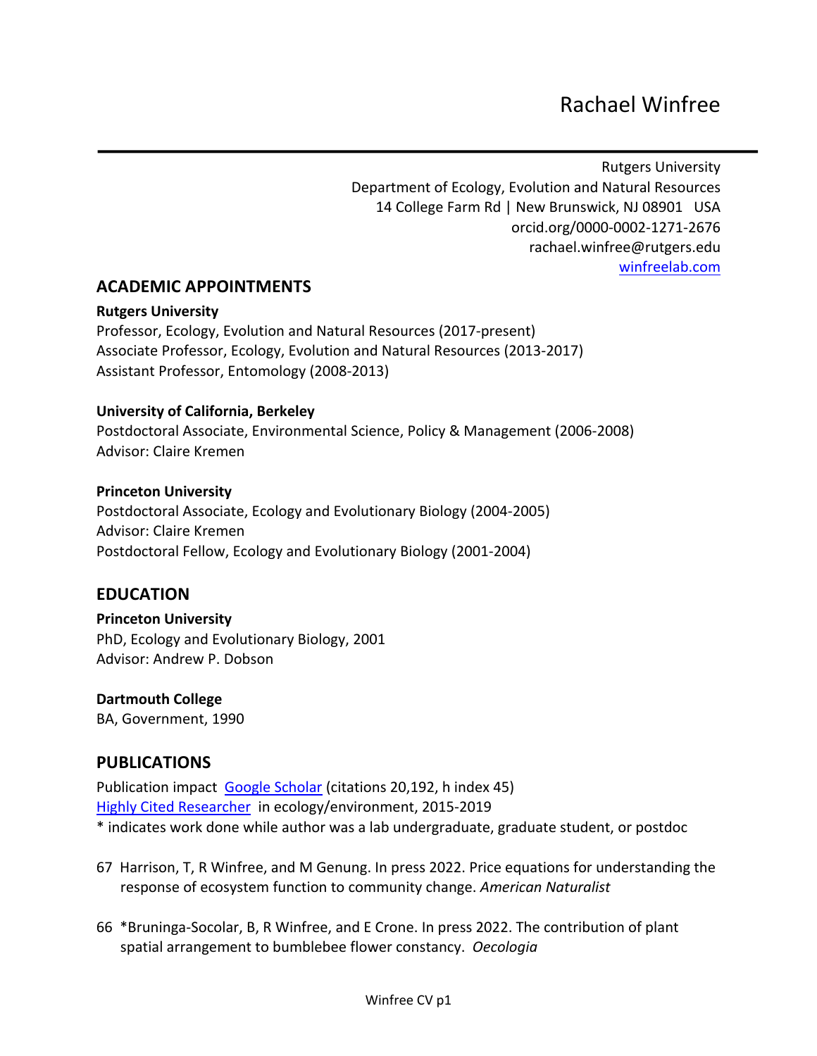# Rachael Winfree

Rutgers University
Department of Ecology, Evolution and Natural Resources
14 College Farm Rd | New Brunswick, NJ 08901 USA
orcid.org/0000-0002-1271-2676
rachael.winfree@rutgers.edu
winfreelab.com

## ACADEMIC APPOINTMENTS

**Rutgers University**
Professor, Ecology, Evolution and Natural Resources (2017-present)
Associate Professor, Ecology, Evolution and Natural Resources (2013-2017)
Assistant Professor, Entomology (2008-2013)

**University of California, Berkeley**
Postdoctoral Associate, Environmental Science, Policy & Management (2006-2008)
Advisor: Claire Kremen

**Princeton University**
Postdoctoral Associate, Ecology and Evolutionary Biology (2004-2005)
Advisor: Claire Kremen
Postdoctoral Fellow, Ecology and Evolutionary Biology (2001-2004)

## EDUCATION

**Princeton University**
PhD, Ecology and Evolutionary Biology, 2001
Advisor: Andrew P. Dobson

**Dartmouth College**
BA, Government, 1990

## PUBLICATIONS

Publication impact Google Scholar (citations 20,192, h index 45)
Highly Cited Researcher in ecology/environment, 2015-2019
* indicates work done while author was a lab undergraduate, graduate student, or postdoc

67 Harrison, T, R Winfree, and M Genung. In press 2022. Price equations for understanding the response of ecosystem function to community change. *American Naturalist*

66 *Bruninga-Socolar, B, R Winfree, and E Crone. In press 2022. The contribution of plant spatial arrangement to bumblebee flower constancy. *Oecologia*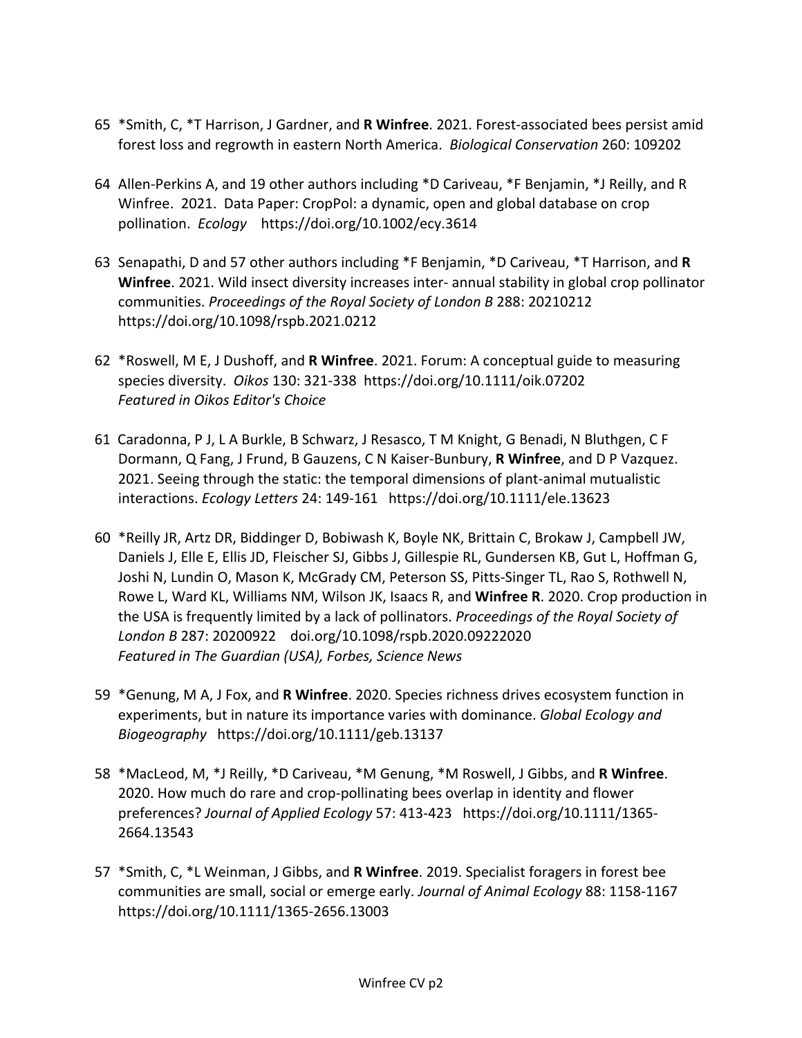65 *Smith, C, *T Harrison, J Gardner, and **R Winfree**. 2021. Forest-associated bees persist amid forest loss and regrowth in eastern North America. *Biological Conservation* 260: 109202

64 Allen-Perkins A, and 19 other authors including *D Cariveau, *F Benjamin, *J Reilly, and R Winfree. 2021. Data Paper: CropPol: a dynamic, open and global database on crop pollination. *Ecology* https://doi.org/10.1002/ecy.3614

63 Senapathi, D and 57 other authors including *F Benjamin, *D Cariveau, *T Harrison, and **R Winfree**. 2021. Wild insect diversity increases inter- annual stability in global crop pollinator communities. *Proceedings of the Royal Society of London B* 288: 20210212 https://doi.org/10.1098/rspb.2021.0212

62 *Roswell, M E, J Dushoff, and **R Winfree**. 2021. Forum: A conceptual guide to measuring species diversity. *Oikos* 130: 321-338 https://doi.org/10.1111/oik.07202
*Featured in Oikos Editor's Choice*

61 Caradonna, P J, L A Burkle, B Schwarz, J Resasco, T M Knight, G Benadi, N Bluthgen, C F Dormann, Q Fang, J Frund, B Gauzens, C N Kaiser-Bunbury, **R Winfree**, and D P Vazquez. 2021. Seeing through the static: the temporal dimensions of plant-animal mutualistic interactions. *Ecology Letters* 24: 149-161 https://doi.org/10.1111/ele.13623

60 *Reilly JR, Artz DR, Biddinger D, Bobiwash K, Boyle NK, Brittain C, Brokaw J, Campbell JW, Daniels J, Elle E, Ellis JD, Fleischer SJ, Gibbs J, Gillespie RL, Gundersen KB, Gut L, Hoffman G, Joshi N, Lundin O, Mason K, McGrady CM, Peterson SS, Pitts-Singer TL, Rao S, Rothwell N, Rowe L, Ward KL, Williams NM, Wilson JK, Isaacs R, and **Winfree R**. 2020. Crop production in the USA is frequently limited by a lack of pollinators. *Proceedings of the Royal Society of London B* 287: 20200922 doi.org/10.1098/rspb.2020.09222020
*Featured in The Guardian (USA), Forbes, Science News*

59 *Genung, M A, J Fox, and **R Winfree**. 2020. Species richness drives ecosystem function in experiments, but in nature its importance varies with dominance. *Global Ecology and Biogeography* https://doi.org/10.1111/geb.13137

58 *MacLeod, M, *J Reilly, *D Cariveau, *M Genung, *M Roswell, J Gibbs, and **R Winfree**. 2020. How much do rare and crop-pollinating bees overlap in identity and flower preferences? *Journal of Applied Ecology* 57: 413-423 https://doi.org/10.1111/1365-2664.13543

57 *Smith, C, *L Weinman, J Gibbs, and **R Winfree**. 2019. Specialist foragers in forest bee communities are small, social or emerge early. *Journal of Animal Ecology* 88: 1158-1167 https://doi.org/10.1111/1365-2656.13003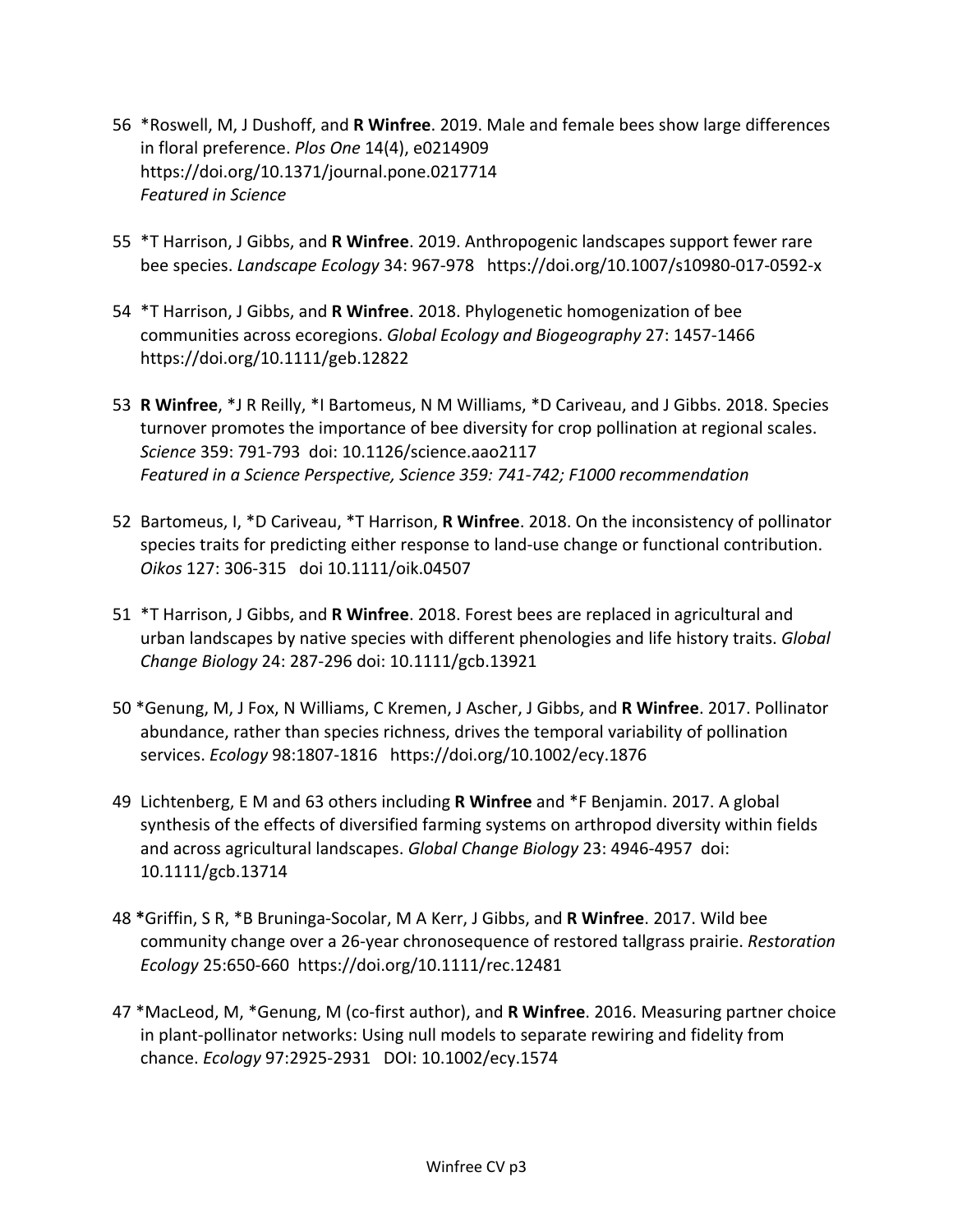56 *Roswell, M, J Dushoff, and **R Winfree**. 2019. Male and female bees show large differences in floral preference. *Plos One* 14(4), e0214909 https://doi.org/10.1371/journal.pone.0217714
*Featured in Science*

55 *T Harrison, J Gibbs, and **R Winfree**. 2019. Anthropogenic landscapes support fewer rare bee species. *Landscape Ecology* 34: 967-978 https://doi.org/10.1007/s10980-017-0592-x

54 *T Harrison, J Gibbs, and **R Winfree**. 2018. Phylogenetic homogenization of bee communities across ecoregions. *Global Ecology and Biogeography* 27: 1457-1466 https://doi.org/10.1111/geb.12822

53 **R Winfree**, *J R Reilly, *I Bartomeus, N M Williams, *D Cariveau, and J Gibbs. 2018. Species turnover promotes the importance of bee diversity for crop pollination at regional scales. *Science* 359: 791-793 doi: 10.1126/science.aao2117
*Featured in a Science Perspective, Science 359: 741-742; F1000 recommendation*

52 Bartomeus, I, *D Cariveau, *T Harrison, **R Winfree**. 2018. On the inconsistency of pollinator species traits for predicting either response to land-use change or functional contribution. *Oikos* 127: 306-315 doi 10.1111/oik.04507

51 *T Harrison, J Gibbs, and **R Winfree**. 2018. Forest bees are replaced in agricultural and urban landscapes by native species with different phenologies and life history traits. *Global Change Biology* 24: 287-296 doi: 10.1111/gcb.13921

50 *Genung, M, J Fox, N Williams, C Kremen, J Ascher, J Gibbs, and **R Winfree**. 2017. Pollinator abundance, rather than species richness, drives the temporal variability of pollination services. *Ecology* 98:1807-1816 https://doi.org/10.1002/ecy.1876

49 Lichtenberg, E M and 63 others including **R Winfree** and *F Benjamin. 2017. A global synthesis of the effects of diversified farming systems on arthropod diversity within fields and across agricultural landscapes. *Global Change Biology* 23: 4946-4957 doi: 10.1111/gcb.13714

48 ***Griffin, S R, *B Bruninga-Socolar, M A Kerr, J Gibbs, and **R Winfree**. 2017. Wild bee community change over a 26-year chronosequence of restored tallgrass prairie. *Restoration Ecology* 25:650-660 https://doi.org/10.1111/rec.12481

47 *MacLeod, M, *Genung, M (co-first author), and **R Winfree**. 2016. Measuring partner choice in plant-pollinator networks: Using null models to separate rewiring and fidelity from chance. *Ecology* 97:2925-2931 DOI: 10.1002/ecy.1574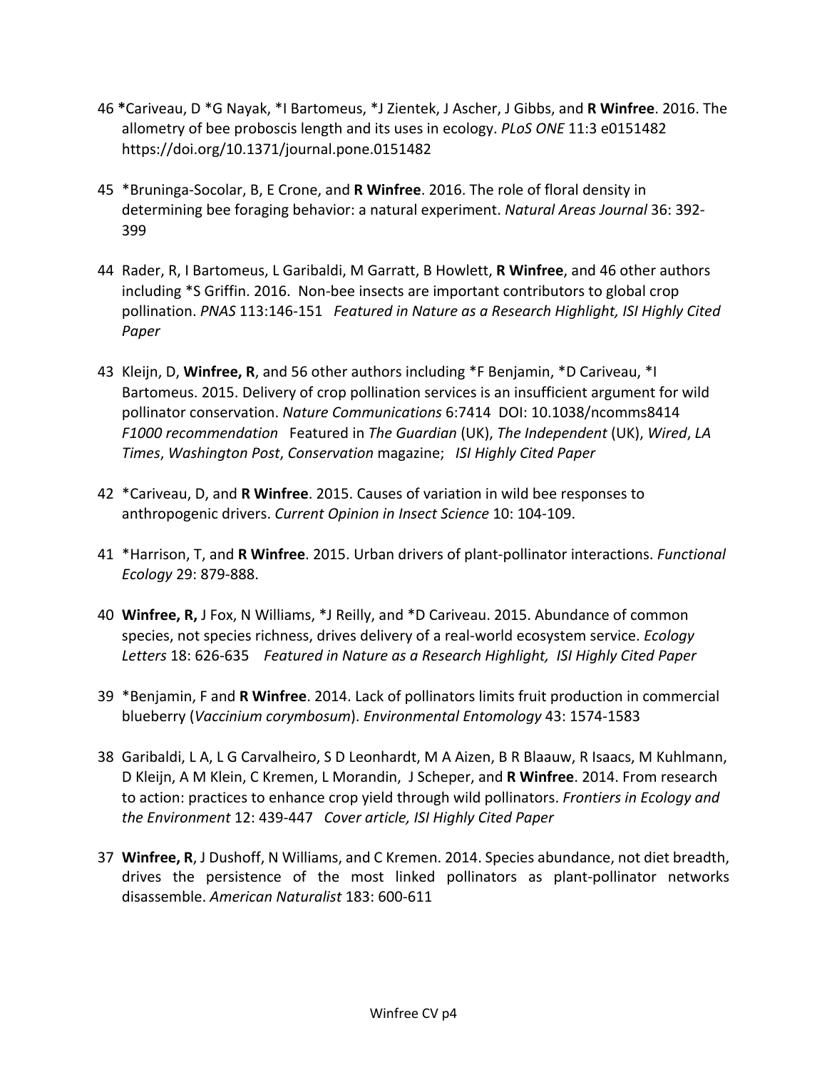46 *Cariveau, D *G Nayak, *I Bartomeus, *J Zientek, J Ascher, J Gibbs, and **R Winfree**. 2016. The allometry of bee proboscis length and its uses in ecology. *PLoS ONE* 11:3 e0151482 https://doi.org/10.1371/journal.pone.0151482

45 *Bruninga-Socolar, B, E Crone, and **R Winfree**. 2016. The role of floral density in determining bee foraging behavior: a natural experiment. *Natural Areas Journal* 36: 392-399

44 Rader, R, I Bartomeus, L Garibaldi, M Garratt, B Howlett, **R Winfree**, and 46 other authors including *S Griffin. 2016. Non-bee insects are important contributors to global crop pollination. *PNAS* 113:146-151 *Featured in Nature as a Research Highlight, ISI Highly Cited Paper*

43 Kleijn, D, **Winfree, R**, and 56 other authors including *F Benjamin, *D Cariveau, *I Bartomeus. 2015. Delivery of crop pollination services is an insufficient argument for wild pollinator conservation. *Nature Communications* 6:7414 DOI: 10.1038/ncomms8414 *F1000 recommendation* Featured in *The Guardian* (UK), *The Independent* (UK), *Wired*, *LA Times*, *Washington Post*, *Conservation* magazine; *ISI Highly Cited Paper*

42 *Cariveau, D, and **R Winfree**. 2015. Causes of variation in wild bee responses to anthropogenic drivers. *Current Opinion in Insect Science* 10: 104-109.

41 *Harrison, T, and **R Winfree**. 2015. Urban drivers of plant-pollinator interactions. *Functional Ecology* 29: 879-888.

40 **Winfree, R,** J Fox, N Williams, *J Reilly, and *D Cariveau. 2015. Abundance of common species, not species richness, drives delivery of a real-world ecosystem service. *Ecology Letters* 18: 626-635 *Featured in Nature as a Research Highlight, ISI Highly Cited Paper*

39 *Benjamin, F and **R Winfree**. 2014. Lack of pollinators limits fruit production in commercial blueberry (*Vaccinium corymbosum*). *Environmental Entomology* 43: 1574-1583

38 Garibaldi, L A, L G Carvalheiro, S D Leonhardt, M A Aizen, B R Blaauw, R Isaacs, M Kuhlmann, D Kleijn, A M Klein, C Kremen, L Morandin, J Scheper, and **R Winfree**. 2014. From research to action: practices to enhance crop yield through wild pollinators. *Frontiers in Ecology and the Environment* 12: 439-447 *Cover article, ISI Highly Cited Paper*

37 **Winfree, R**, J Dushoff, N Williams, and C Kremen. 2014. Species abundance, not diet breadth, drives the persistence of the most linked pollinators as plant-pollinator networks disassemble. *American Naturalist* 183: 600-611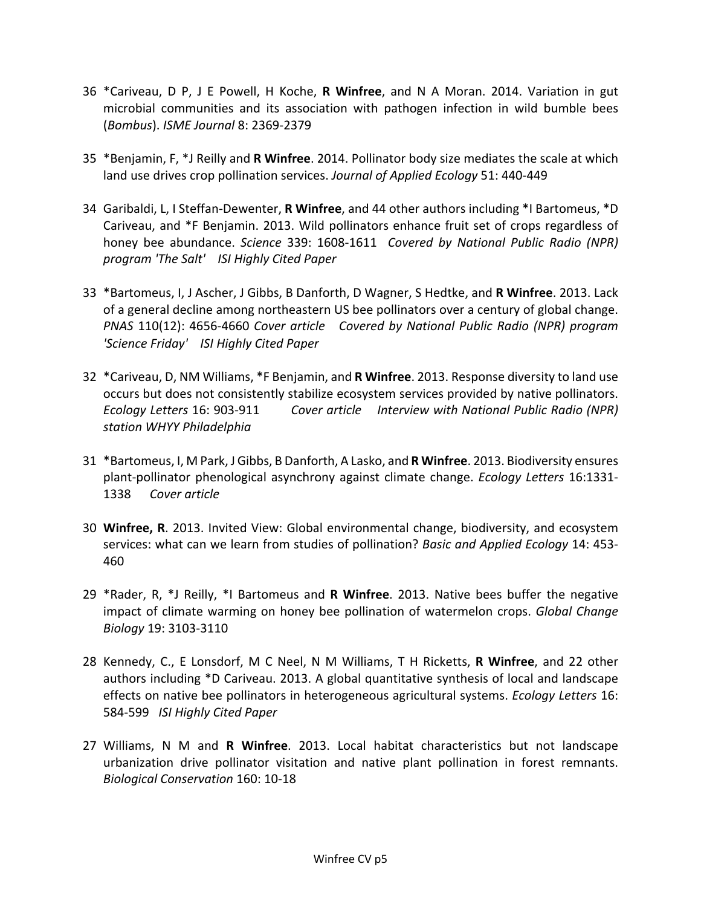36 *Cariveau, D P, J E Powell, H Koche, **R Winfree**, and N A Moran. 2014. Variation in gut microbial communities and its association with pathogen infection in wild bumble bees (*Bombus*). *ISME Journal* 8: 2369-2379

35 *Benjamin, F, *J Reilly and **R Winfree**. 2014. Pollinator body size mediates the scale at which land use drives crop pollination services. *Journal of Applied Ecology* 51: 440-449

34 Garibaldi, L, I Steffan-Dewenter, **R Winfree**, and 44 other authors including *I Bartomeus, *D Cariveau, and *F Benjamin. 2013. Wild pollinators enhance fruit set of crops regardless of honey bee abundance. *Science* 339: 1608-1611 *Covered by National Public Radio (NPR) program 'The Salt' ISI Highly Cited Paper*

33 *Bartomeus, I, J Ascher, J Gibbs, B Danforth, D Wagner, S Hedtke, and **R Winfree**. 2013. Lack of a general decline among northeastern US bee pollinators over a century of global change. *PNAS* 110(12): 4656-4660 *Cover article Covered by National Public Radio (NPR) program 'Science Friday' ISI Highly Cited Paper*

32 *Cariveau, D, NM Williams, *F Benjamin, and **R Winfree**. 2013. Response diversity to land use occurs but does not consistently stabilize ecosystem services provided by native pollinators. *Ecology Letters* 16: 903-911 *Cover article Interview with National Public Radio (NPR) station WHYY Philadelphia*

31 *Bartomeus, I, M Park, J Gibbs, B Danforth, A Lasko, and **R Winfree**. 2013. Biodiversity ensures plant-pollinator phenological asynchrony against climate change. *Ecology Letters* 16:1331-1338 *Cover article*

30 **Winfree, R**. 2013. Invited View: Global environmental change, biodiversity, and ecosystem services: what can we learn from studies of pollination? *Basic and Applied Ecology* 14: 453-460

29 *Rader, R, *J Reilly, *I Bartomeus and **R Winfree**. 2013. Native bees buffer the negative impact of climate warming on honey bee pollination of watermelon crops. *Global Change Biology* 19: 3103-3110

28 Kennedy, C., E Lonsdorf, M C Neel, N M Williams, T H Ricketts, **R Winfree**, and 22 other authors including *D Cariveau. 2013. A global quantitative synthesis of local and landscape effects on native bee pollinators in heterogeneous agricultural systems. *Ecology Letters* 16: 584-599 *ISI Highly Cited Paper*

27 Williams, N M and **R Winfree**. 2013. Local habitat characteristics but not landscape urbanization drive pollinator visitation and native plant pollination in forest remnants. *Biological Conservation* 160: 10-18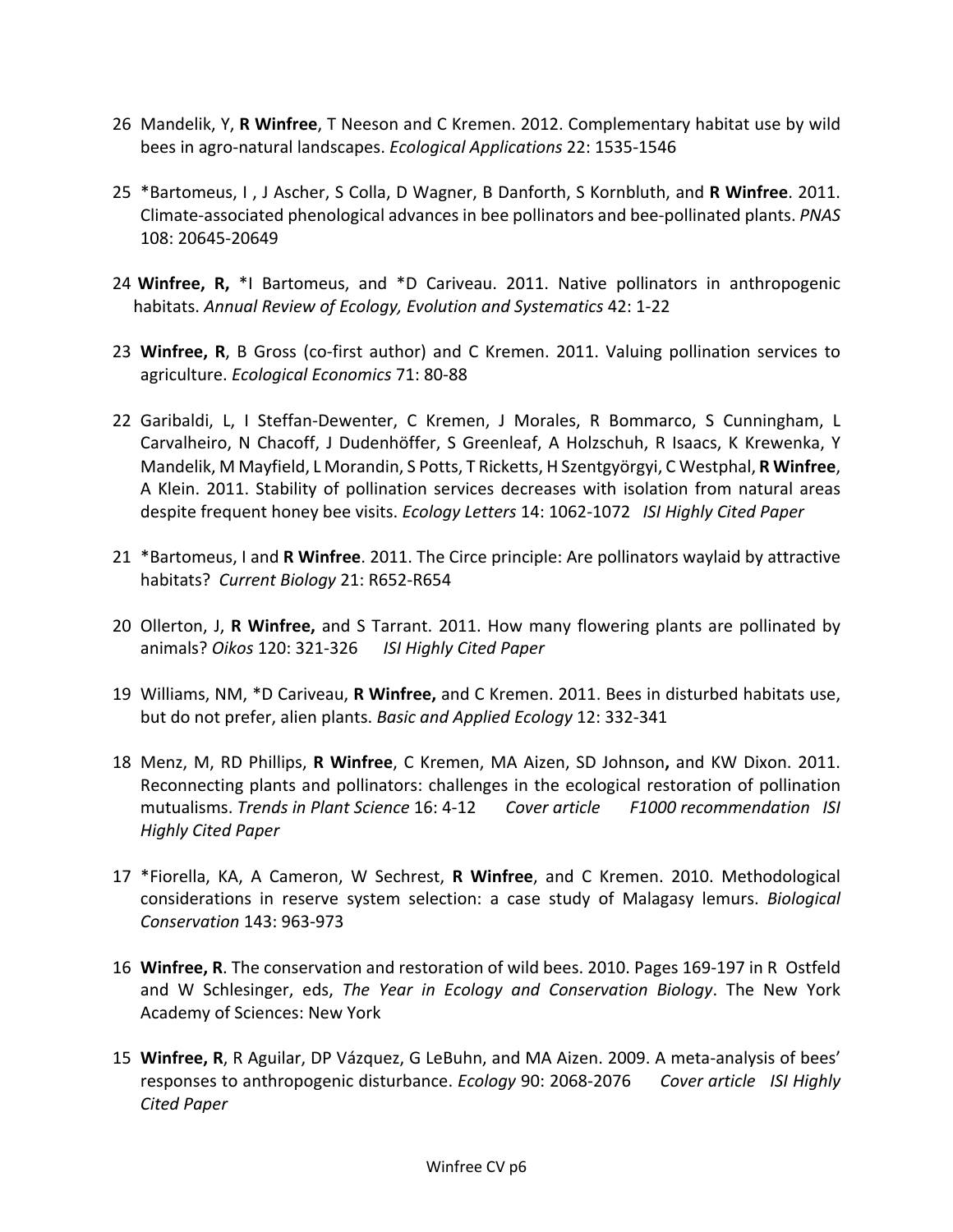26 Mandelik, Y, **R Winfree**, T Neeson and C Kremen. 2012. Complementary habitat use by wild bees in agro-natural landscapes. *Ecological Applications* 22: 1535-1546

25 *Bartomeus, I , J Ascher, S Colla, D Wagner, B Danforth, S Kornbluth, and **R Winfree**. 2011. Climate-associated phenological advances in bee pollinators and bee-pollinated plants. *PNAS* 108: 20645-20649

24 **Winfree, R,** *I Bartomeus, and *D Cariveau. 2011. Native pollinators in anthropogenic habitats. *Annual Review of Ecology, Evolution and Systematics* 42: 1-22

23 **Winfree, R**, B Gross (co-first author) and C Kremen. 2011. Valuing pollination services to agriculture. *Ecological Economics* 71: 80-88

22 Garibaldi, L, I Steffan-Dewenter, C Kremen, J Morales, R Bommarco, S Cunningham, L Carvalheiro, N Chacoff, J Dudenhöffer, S Greenleaf, A Holzschuh, R Isaacs, K Krewenka, Y Mandelik, M Mayfield, L Morandin, S Potts, T Ricketts, H Szentgyörgyi, C Westphal, **R Winfree**, A Klein. 2011. Stability of pollination services decreases with isolation from natural areas despite frequent honey bee visits. *Ecology Letters* 14: 1062-1072 *ISI Highly Cited Paper*

21 *Bartomeus, I and **R Winfree**. 2011. The Circe principle: Are pollinators waylaid by attractive habitats? *Current Biology* 21: R652-R654

20 Ollerton, J, **R Winfree,** and S Tarrant. 2011. How many flowering plants are pollinated by animals? *Oikos* 120: 321-326 *ISI Highly Cited Paper*

19 Williams, NM, *D Cariveau, **R Winfree,** and C Kremen. 2011. Bees in disturbed habitats use, but do not prefer, alien plants. *Basic and Applied Ecology* 12: 332-341

18 Menz, M, RD Phillips, **R Winfree**, C Kremen, MA Aizen, SD Johnson, and KW Dixon. 2011. Reconnecting plants and pollinators: challenges in the ecological restoration of pollination mutualisms. *Trends in Plant Science* 16: 4-12 *Cover article* *F1000 recommendation* *ISI Highly Cited Paper*

17 *Fiorella, KA, A Cameron, W Sechrest, **R Winfree**, and C Kremen. 2010. Methodological considerations in reserve system selection: a case study of Malagasy lemurs. *Biological Conservation* 143: 963-973

16 **Winfree, R**. The conservation and restoration of wild bees. 2010. Pages 169-197 in R Ostfeld and W Schlesinger, eds, *The Year in Ecology and Conservation Biology*. The New York Academy of Sciences: New York

15 **Winfree, R**, R Aguilar, DP Vázquez, G LeBuhn, and MA Aizen. 2009. A meta-analysis of bees' responses to anthropogenic disturbance. *Ecology* 90: 2068-2076 *Cover article* *ISI Highly Cited Paper*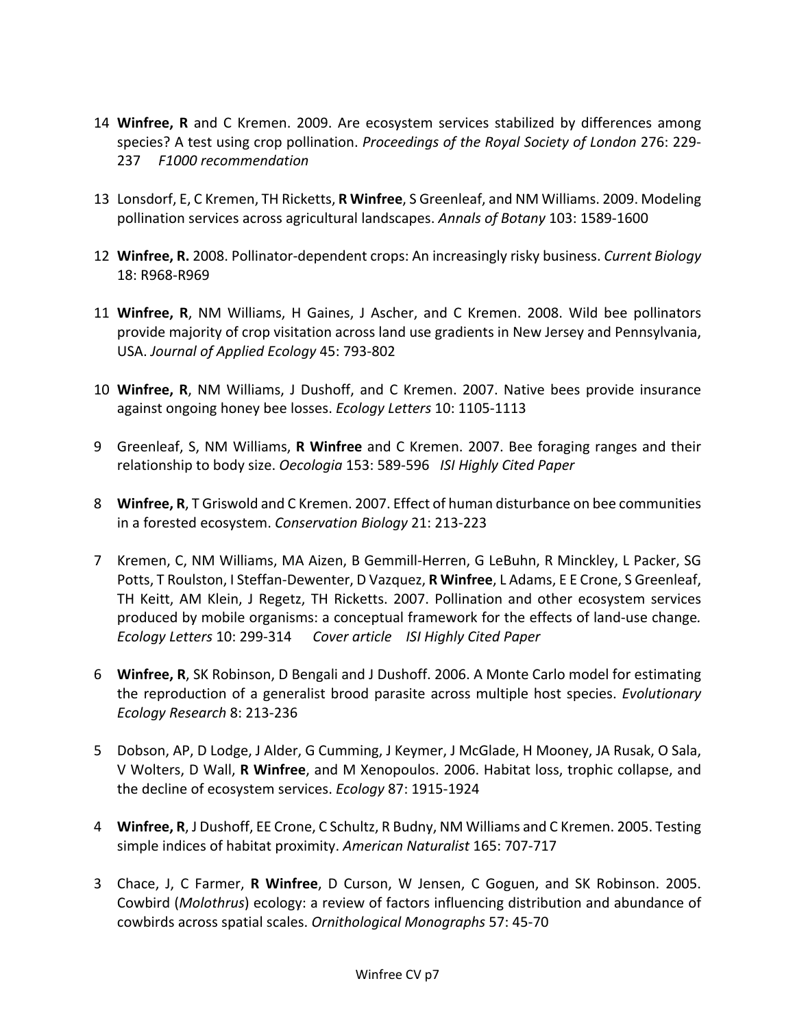14 **Winfree, R** and C Kremen. 2009. Are ecosystem services stabilized by differences among species? A test using crop pollination. *Proceedings of the Royal Society of London* 276: 229-237 *F1000 recommendation*

13 Lonsdorf, E, C Kremen, TH Ricketts, **R Winfree**, S Greenleaf, and NM Williams. 2009. Modeling pollination services across agricultural landscapes. *Annals of Botany* 103: 1589-1600

12 **Winfree, R.** 2008. Pollinator-dependent crops: An increasingly risky business. *Current Biology* 18: R968-R969

11 **Winfree, R**, NM Williams, H Gaines, J Ascher, and C Kremen. 2008. Wild bee pollinators provide majority of crop visitation across land use gradients in New Jersey and Pennsylvania, USA. *Journal of Applied Ecology* 45: 793-802

10 **Winfree, R**, NM Williams, J Dushoff, and C Kremen. 2007. Native bees provide insurance against ongoing honey bee losses. *Ecology Letters* 10: 1105-1113

9 Greenleaf, S, NM Williams, **R Winfree** and C Kremen. 2007. Bee foraging ranges and their relationship to body size. *Oecologia* 153: 589-596 *ISI Highly Cited Paper*

8 **Winfree, R**, T Griswold and C Kremen. 2007. Effect of human disturbance on bee communities in a forested ecosystem. *Conservation Biology* 21: 213-223

7 Kremen, C, NM Williams, MA Aizen, B Gemmill-Herren, G LeBuhn, R Minckley, L Packer, SG Potts, T Roulston, I Steffan-Dewenter, D Vazquez, **R Winfree**, L Adams, E E Crone, S Greenleaf, TH Keitt, AM Klein, J Regetz, TH Ricketts. 2007. Pollination and other ecosystem services produced by mobile organisms: a conceptual framework for the effects of land-use change. *Ecology Letters* 10: 299-314 *Cover article* *ISI Highly Cited Paper*

6 **Winfree, R**, SK Robinson, D Bengali and J Dushoff. 2006. A Monte Carlo model for estimating the reproduction of a generalist brood parasite across multiple host species. *Evolutionary Ecology Research* 8: 213-236

5 Dobson, AP, D Lodge, J Alder, G Cumming, J Keymer, J McGlade, H Mooney, JA Rusak, O Sala, V Wolters, D Wall, **R Winfree**, and M Xenopoulos. 2006. Habitat loss, trophic collapse, and the decline of ecosystem services. *Ecology* 87: 1915-1924

4 **Winfree, R**, J Dushoff, EE Crone, C Schultz, R Budny, NM Williams and C Kremen. 2005. Testing simple indices of habitat proximity. *American Naturalist* 165: 707-717

3 Chace, J, C Farmer, **R Winfree**, D Curson, W Jensen, C Goguen, and SK Robinson. 2005. Cowbird (*Molothrus*) ecology: a review of factors influencing distribution and abundance of cowbirds across spatial scales. *Ornithological Monographs* 57: 45-70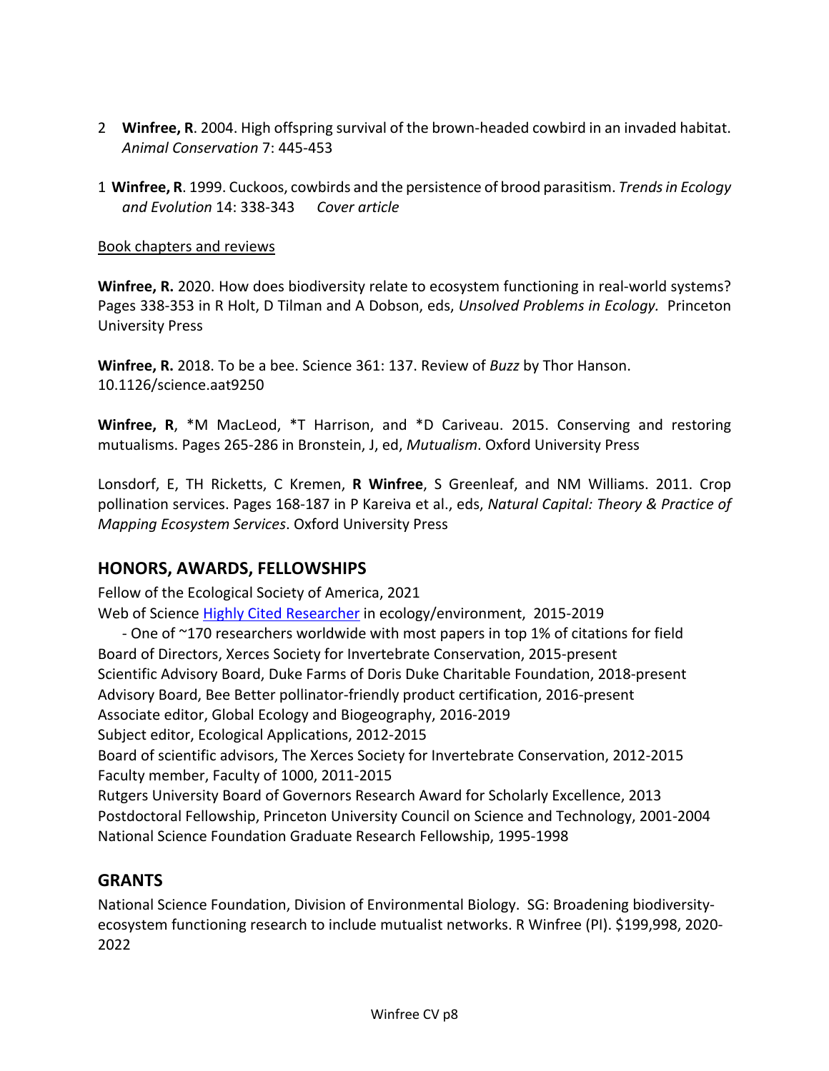2 **Winfree, R**. 2004. High offspring survival of the brown-headed cowbird in an invaded habitat. *Animal Conservation* 7: 445-453

1 **Winfree, R**. 1999. Cuckoos, cowbirds and the persistence of brood parasitism. *Trends in Ecology and Evolution* 14: 338-343 *Cover article*

Book chapters and reviews

**Winfree, R.** 2020. How does biodiversity relate to ecosystem functioning in real-world systems? Pages 338-353 in R Holt, D Tilman and A Dobson, eds, *Unsolved Problems in Ecology.* Princeton University Press

**Winfree, R.** 2018. To be a bee. Science 361: 137. Review of *Buzz* by Thor Hanson. 10.1126/science.aat9250

**Winfree, R**, *M MacLeod, *T Harrison, and *D Cariveau. 2015. Conserving and restoring mutualisms. Pages 265-286 in Bronstein, J, ed, *Mutualism*. Oxford University Press

Lonsdorf, E, TH Ricketts, C Kremen, **R Winfree**, S Greenleaf, and NM Williams. 2011. Crop pollination services. Pages 168-187 in P Kareiva et al., eds, *Natural Capital: Theory & Practice of Mapping Ecosystem Services*. Oxford University Press

## HONORS, AWARDS, FELLOWSHIPS

Fellow of the Ecological Society of America, 2021
Web of Science Highly Cited Researcher in ecology/environment, 2015-2019
- One of ~170 researchers worldwide with most papers in top 1% of citations for field

Board of Directors, Xerces Society for Invertebrate Conservation, 2015-present
Scientific Advisory Board, Duke Farms of Doris Duke Charitable Foundation, 2018-present
Advisory Board, Bee Better pollinator-friendly product certification, 2016-present
Associate editor, Global Ecology and Biogeography, 2016-2019
Subject editor, Ecological Applications, 2012-2015
Board of scientific advisors, The Xerces Society for Invertebrate Conservation, 2012-2015
Faculty member, Faculty of 1000, 2011-2015
Rutgers University Board of Governors Research Award for Scholarly Excellence, 2013
Postdoctoral Fellowship, Princeton University Council on Science and Technology, 2001-2004
National Science Foundation Graduate Research Fellowship, 1995-1998

## GRANTS

National Science Foundation, Division of Environmental Biology. SG: Broadening biodiversity-ecosystem functioning research to include mutualist networks. R Winfree (PI). $199,998, 2020-2022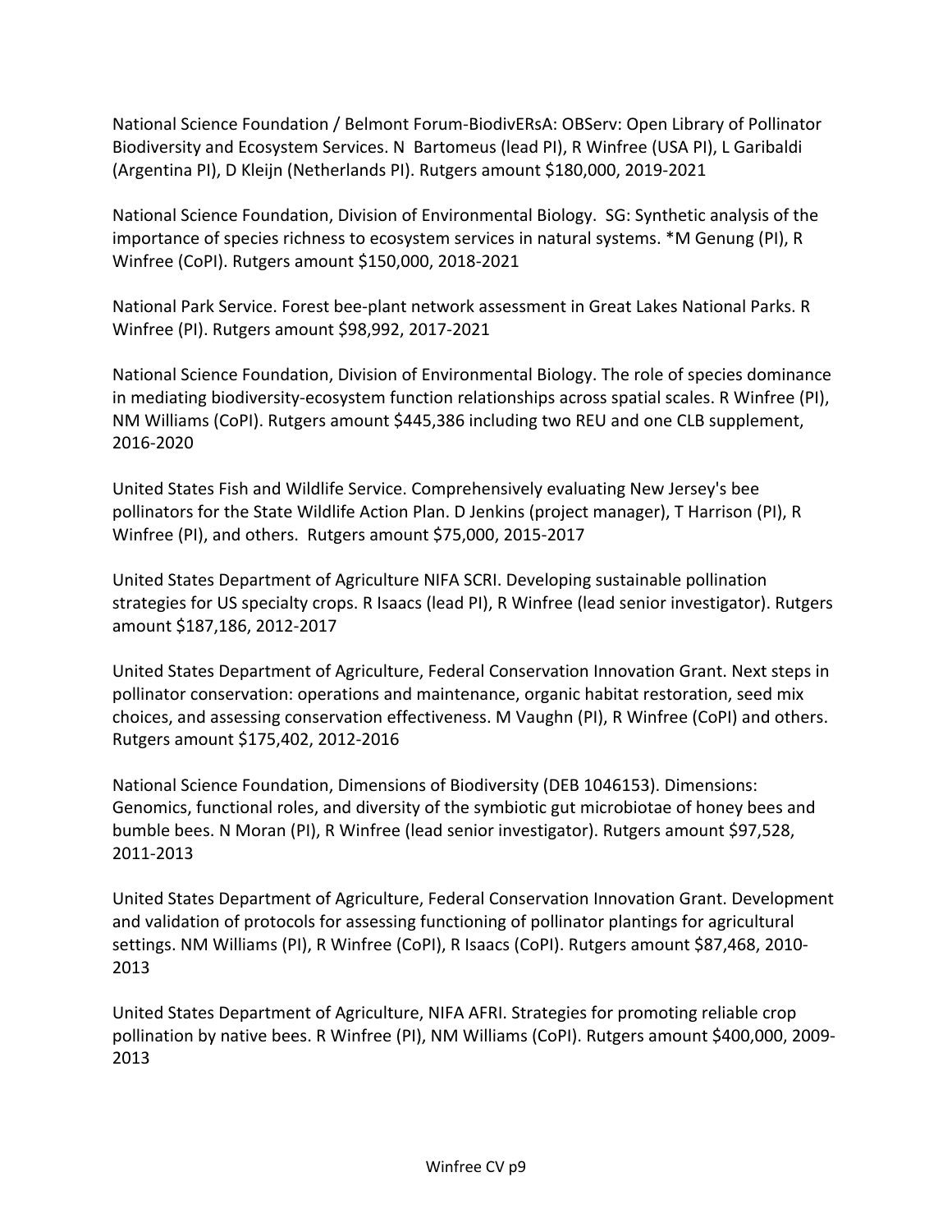National Science Foundation / Belmont Forum-BiodivERsA: OBServ: Open Library of Pollinator Biodiversity and Ecosystem Services. N Bartomeus (lead PI), R Winfree (USA PI), L Garibaldi (Argentina PI), D Kleijn (Netherlands PI). Rutgers amount $180,000, 2019-2021

National Science Foundation, Division of Environmental Biology. SG: Synthetic analysis of the importance of species richness to ecosystem services in natural systems. *M Genung (PI), R Winfree (CoPI). Rutgers amount $150,000, 2018-2021

National Park Service. Forest bee-plant network assessment in Great Lakes National Parks. R Winfree (PI). Rutgers amount $98,992, 2017-2021

National Science Foundation, Division of Environmental Biology. The role of species dominance in mediating biodiversity-ecosystem function relationships across spatial scales. R Winfree (PI), NM Williams (CoPI). Rutgers amount $445,386 including two REU and one CLB supplement, 2016-2020

United States Fish and Wildlife Service. Comprehensively evaluating New Jersey's bee pollinators for the State Wildlife Action Plan. D Jenkins (project manager), T Harrison (PI), R Winfree (PI), and others. Rutgers amount $75,000, 2015-2017

United States Department of Agriculture NIFA SCRI. Developing sustainable pollination strategies for US specialty crops. R Isaacs (lead PI), R Winfree (lead senior investigator). Rutgers amount $187,186, 2012-2017

United States Department of Agriculture, Federal Conservation Innovation Grant. Next steps in pollinator conservation: operations and maintenance, organic habitat restoration, seed mix choices, and assessing conservation effectiveness. M Vaughn (PI), R Winfree (CoPI) and others. Rutgers amount $175,402, 2012-2016

National Science Foundation, Dimensions of Biodiversity (DEB 1046153). Dimensions: Genomics, functional roles, and diversity of the symbiotic gut microbiotae of honey bees and bumble bees. N Moran (PI), R Winfree (lead senior investigator). Rutgers amount $97,528, 2011-2013

United States Department of Agriculture, Federal Conservation Innovation Grant. Development and validation of protocols for assessing functioning of pollinator plantings for agricultural settings. NM Williams (PI), R Winfree (CoPI), R Isaacs (CoPI). Rutgers amount $87,468, 2010-2013

United States Department of Agriculture, NIFA AFRI. Strategies for promoting reliable crop pollination by native bees. R Winfree (PI), NM Williams (CoPI). Rutgers amount $400,000, 2009-2013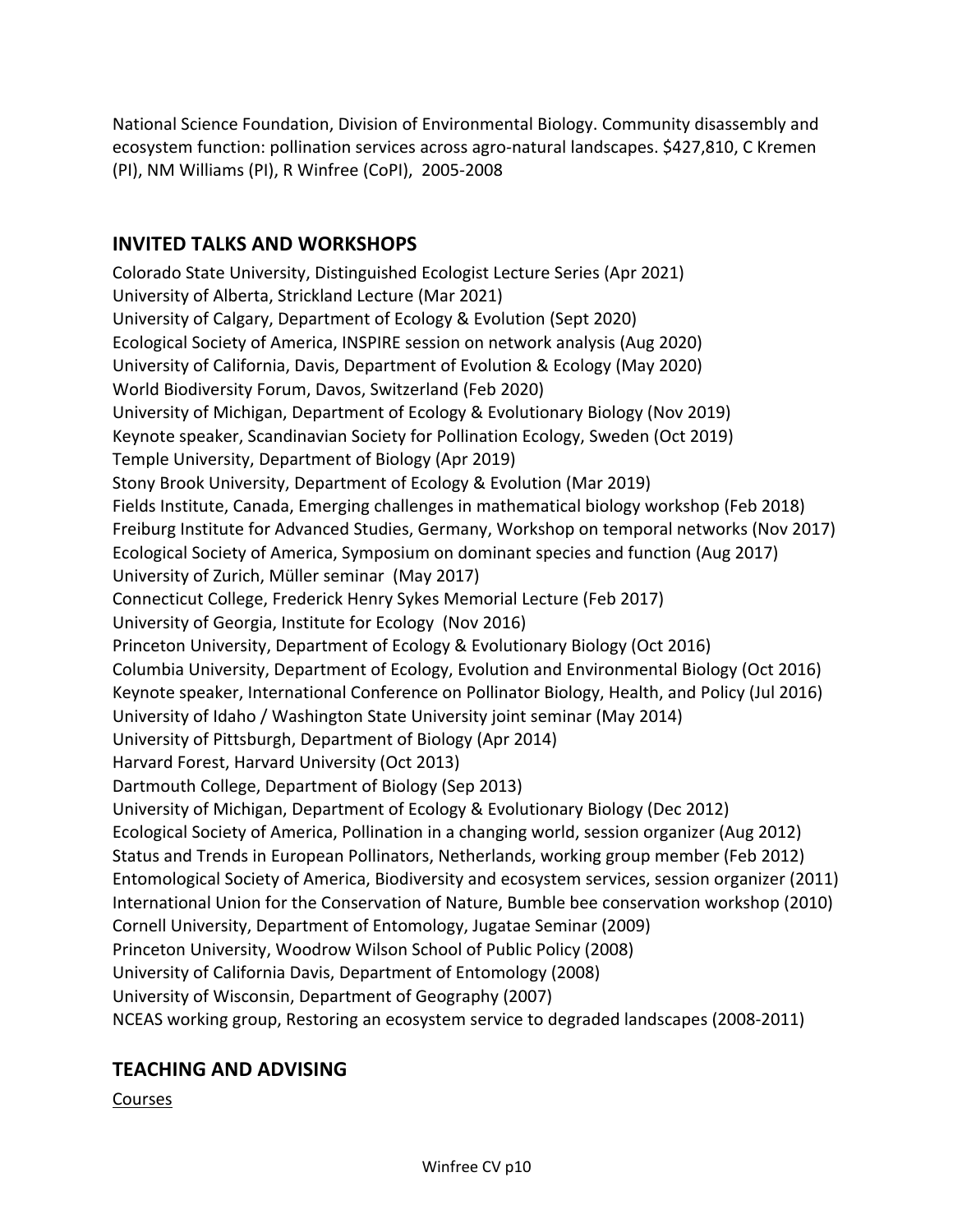National Science Foundation, Division of Environmental Biology. Community disassembly and ecosystem function: pollination services across agro-natural landscapes. $427,810, C Kremen (PI), NM Williams (PI), R Winfree (CoPI), 2005-2008

## INVITED TALKS AND WORKSHOPS

Colorado State University, Distinguished Ecologist Lecture Series (Apr 2021)
University of Alberta, Strickland Lecture (Mar 2021)
University of Calgary, Department of Ecology & Evolution (Sept 2020)
Ecological Society of America, INSPIRE session on network analysis (Aug 2020)
University of California, Davis, Department of Evolution & Ecology (May 2020)
World Biodiversity Forum, Davos, Switzerland (Feb 2020)
University of Michigan, Department of Ecology & Evolutionary Biology (Nov 2019)
Keynote speaker, Scandinavian Society for Pollination Ecology, Sweden (Oct 2019)
Temple University, Department of Biology (Apr 2019)
Stony Brook University, Department of Ecology & Evolution (Mar 2019)
Fields Institute, Canada, Emerging challenges in mathematical biology workshop (Feb 2018)
Freiburg Institute for Advanced Studies, Germany, Workshop on temporal networks (Nov 2017)
Ecological Society of America, Symposium on dominant species and function (Aug 2017)
University of Zurich, Müller seminar (May 2017)
Connecticut College, Frederick Henry Sykes Memorial Lecture (Feb 2017)
University of Georgia, Institute for Ecology (Nov 2016)
Princeton University, Department of Ecology & Evolutionary Biology (Oct 2016)
Columbia University, Department of Ecology, Evolution and Environmental Biology (Oct 2016)
Keynote speaker, International Conference on Pollinator Biology, Health, and Policy (Jul 2016)
University of Idaho / Washington State University joint seminar (May 2014)
University of Pittsburgh, Department of Biology (Apr 2014)
Harvard Forest, Harvard University (Oct 2013)
Dartmouth College, Department of Biology (Sep 2013)
University of Michigan, Department of Ecology & Evolutionary Biology (Dec 2012)
Ecological Society of America, Pollination in a changing world, session organizer (Aug 2012)
Status and Trends in European Pollinators, Netherlands, working group member (Feb 2012)
Entomological Society of America, Biodiversity and ecosystem services, session organizer (2011)
International Union for the Conservation of Nature, Bumble bee conservation workshop (2010)
Cornell University, Department of Entomology, Jugatae Seminar (2009)
Princeton University, Woodrow Wilson School of Public Policy (2008)
University of California Davis, Department of Entomology (2008)
University of Wisconsin, Department of Geography (2007)
NCEAS working group, Restoring an ecosystem service to degraded landscapes (2008-2011)

## TEACHING AND ADVISING

Courses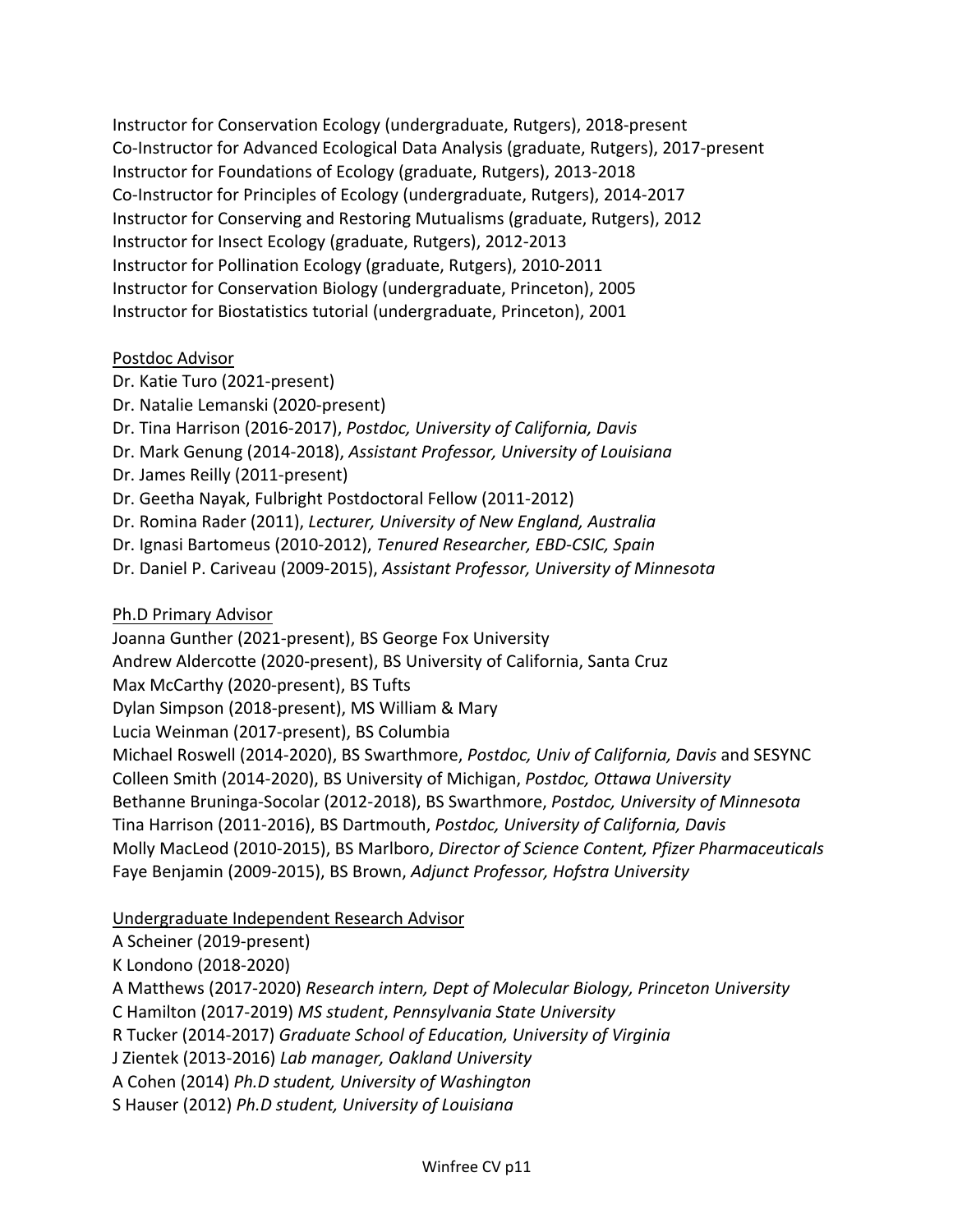Instructor for Conservation Ecology (undergraduate, Rutgers), 2018-present
Co-Instructor for Advanced Ecological Data Analysis (graduate, Rutgers), 2017-present
Instructor for Foundations of Ecology (graduate, Rutgers), 2013-2018
Co-Instructor for Principles of Ecology (undergraduate, Rutgers), 2014-2017
Instructor for Conserving and Restoring Mutualisms (graduate, Rutgers), 2012
Instructor for Insect Ecology (graduate, Rutgers), 2012-2013
Instructor for Pollination Ecology (graduate, Rutgers), 2010-2011
Instructor for Conservation Biology (undergraduate, Princeton), 2005
Instructor for Biostatistics tutorial (undergraduate, Princeton), 2001

<u>Postdoc Advisor</u>

Dr. Katie Turo (2021-present)
Dr. Natalie Lemanski (2020-present)
Dr. Tina Harrison (2016-2017), *Postdoc, University of California, Davis*
Dr. Mark Genung (2014-2018), *Assistant Professor, University of Louisiana*
Dr. James Reilly (2011-present)
Dr. Geetha Nayak, Fulbright Postdoctoral Fellow (2011-2012)
Dr. Romina Rader (2011), *Lecturer, University of New England, Australia*
Dr. Ignasi Bartomeus (2010-2012), *Tenured Researcher, EBD-CSIC, Spain*
Dr. Daniel P. Cariveau (2009-2015), *Assistant Professor, University of Minnesota*

<u>Ph.D Primary Advisor</u>

Joanna Gunther (2021-present), BS George Fox University
Andrew Aldercotte (2020-present), BS University of California, Santa Cruz
Max McCarthy (2020-present), BS Tufts
Dylan Simpson (2018-present), MS William & Mary
Lucia Weinman (2017-present), BS Columbia
Michael Roswell (2014-2020), BS Swarthmore, *Postdoc, Univ of California, Davis* and SESYNC
Colleen Smith (2014-2020), BS University of Michigan, *Postdoc, Ottawa University*
Bethanne Bruninga-Socolar (2012-2018), BS Swarthmore, *Postdoc, University of Minnesota*
Tina Harrison (2011-2016), BS Dartmouth, *Postdoc, University of California, Davis*
Molly MacLeod (2010-2015), BS Marlboro, *Director of Science Content, Pfizer Pharmaceuticals*
Faye Benjamin (2009-2015), BS Brown, *Adjunct Professor, Hofstra University*

<u>Undergraduate Independent Research Advisor</u>

A Scheiner (2019-present)
K Londono (2018-2020)
A Matthews (2017-2020) *Research intern, Dept of Molecular Biology, Princeton University*
C Hamilton (2017-2019) *MS student*, *Pennsylvania State University*
R Tucker (2014-2017) *Graduate School of Education, University of Virginia*
J Zientek (2013-2016) *Lab manager, Oakland University*
A Cohen (2014) *Ph.D student, University of Washington*
S Hauser (2012) *Ph.D student, University of Louisiana*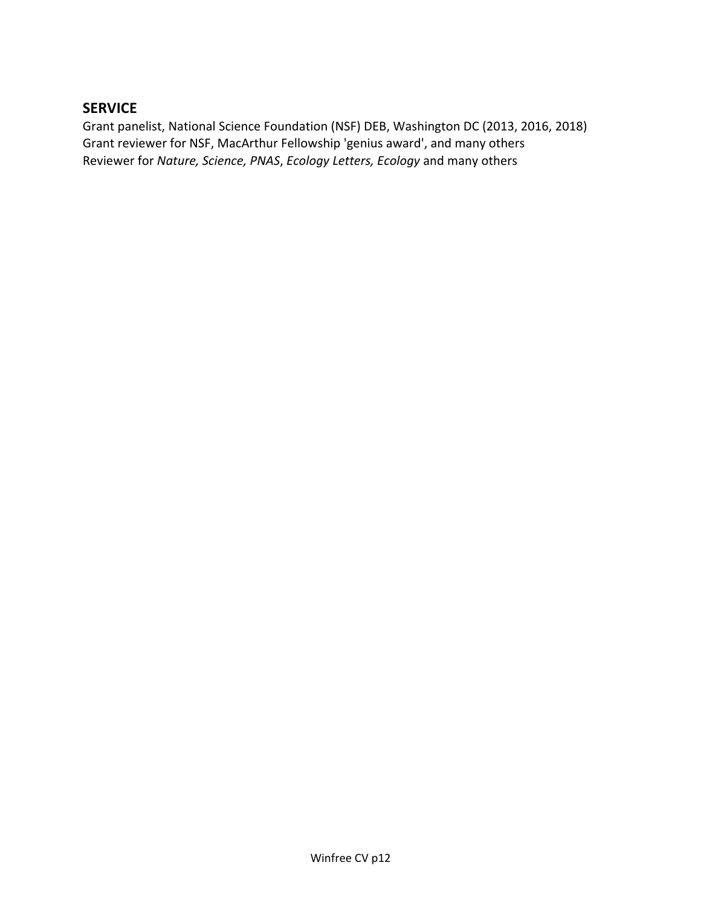## SERVICE

Grant panelist, National Science Foundation (NSF) DEB, Washington DC (2013, 2016, 2018)
Grant reviewer for NSF, MacArthur Fellowship 'genius award', and many others
Reviewer for *Nature, Science, PNAS*, *Ecology Letters, Ecology* and many others